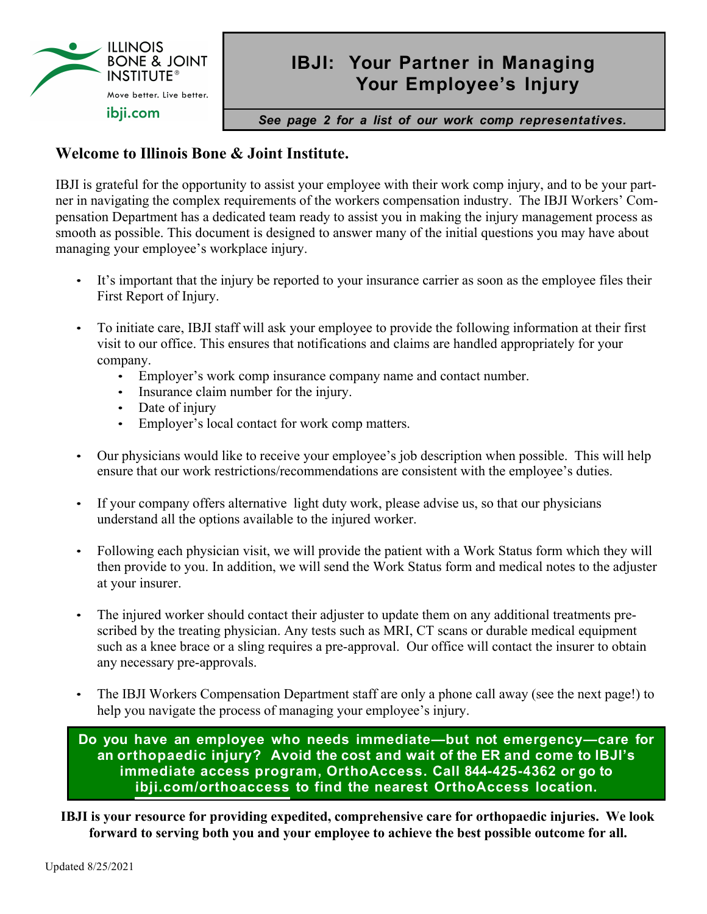ILLINOIS BONE & JOINT INSTITUTE®

Move better. Live better.

ibji.com

# IBJI: Your Partner in Managing Your Employee's Injury

***See page 2 for a list of our work comp representatives.***

## Welcome to Illinois Bone & Joint Institute.

IBJI is grateful for the opportunity to assist your employee with their work comp injury, and to be your partner in navigating the complex requirements of the workers compensation industry. The IBJI Workers' Compensation Department has a dedicated team ready to assist you in making the injury management process as smooth as possible. This document is designed to answer many of the initial questions you may have about managing your employee's workplace injury.

- It's important that the injury be reported to your insurance carrier as soon as the employee files their First Report of Injury.
- To initiate care, IBJI staff will ask your employee to provide the following information at their first visit to our office. This ensures that notifications and claims are handled appropriately for your company.
  - Employer's work comp insurance company name and contact number.
  - Insurance claim number for the injury.
  - Date of injury
  - Employer's local contact for work comp matters.
- Our physicians would like to receive your employee's job description when possible. This will help ensure that our work restrictions/recommendations are consistent with the employee's duties.
- If your company offers alternative light duty work, please advise us, so that our physicians understand all the options available to the injured worker.
- Following each physician visit, we will provide the patient with a Work Status form which they will then provide to you. In addition, we will send the Work Status form and medical notes to the adjuster at your insurer.
- The injured worker should contact their adjuster to update them on any additional treatments prescribed by the treating physician. Any tests such as MRI, CT scans or durable medical equipment such as a knee brace or a sling requires a pre-approval. Our office will contact the insurer to obtain any necessary pre-approvals.
- The IBJI Workers Compensation Department staff are only a phone call away (see the next page!) to help you navigate the process of managing your employee's injury.

**Do you have an employee who needs immediate—but not emergency—care for an orthopaedic injury? Avoid the cost and wait of the ER and come to IBJI's immediate access program, OrthoAccess. Call 844-425-4362 or go to ibji.com/orthoaccess to find the nearest OrthoAccess location.**

**IBJI is your resource for providing expedited, comprehensive care for orthopaedic injuries. We look forward to serving both you and your employee to achieve the best possible outcome for all.**

Updated 8/25/2021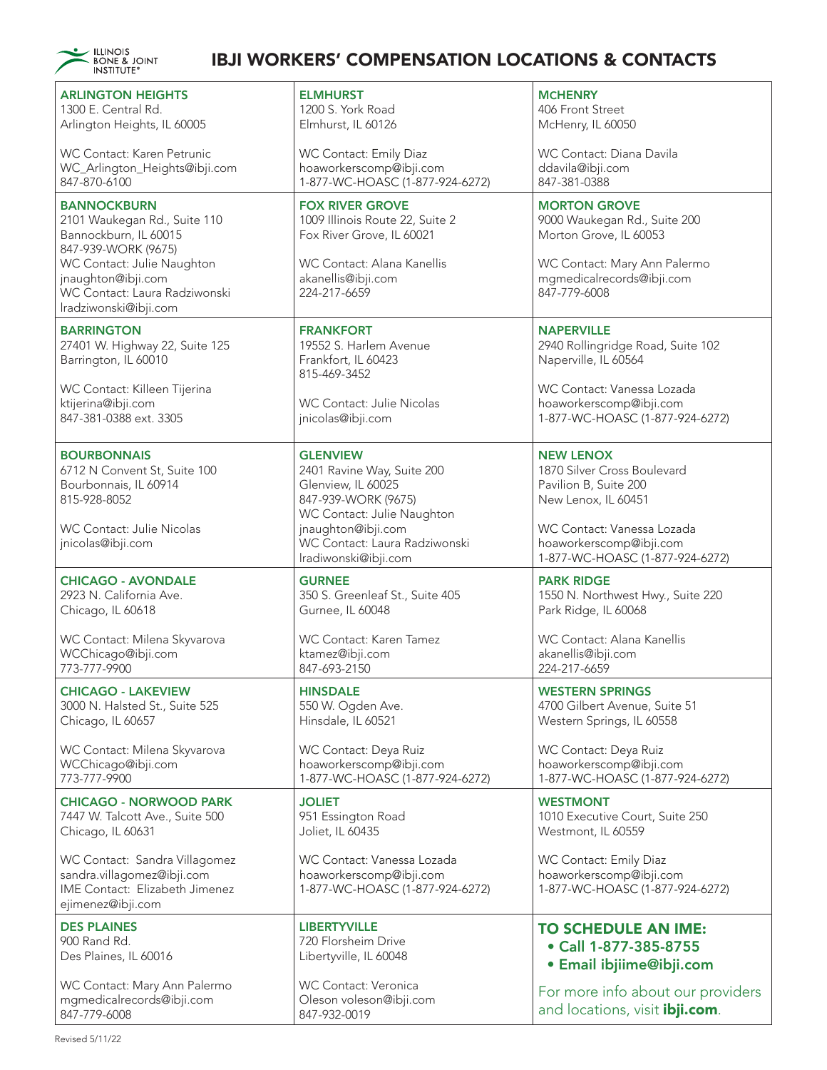# IBJI WORKERS' COMPENSATION LOCATIONS & CONTACTS

**ARLINGTON HEIGHTS**
1300 E. Central Rd.
Arlington Heights, IL 60005

WC Contact: Karen Petrunic
WC_Arlington_Heights@ibji.com
847-870-6100

**BANNOCKBURN**
2101 Waukegan Rd., Suite 110
Bannockburn, IL 60015
847-939-WORK (9675)
WC Contact: Julie Naughton
jnaughton@ibji.com
WC Contact: Laura Radziwonski
lradziwonski@ibji.com

**BARRINGTON**
27401 W. Highway 22, Suite 125
Barrington, IL 60010

WC Contact: Killeen Tijerina
ktijerina@ibji.com
847-381-0388 ext. 3305

**BOURBONNAIS**
6712 N Convent St, Suite 100
Bourbonnais, IL 60914
815-928-8052

WC Contact: Julie Nicolas
jnicolas@ibji.com

**CHICAGO - AVONDALE**
2923 N. California Ave.
Chicago, IL 60618

WC Contact: Milena Skyvarova
WCChicago@ibji.com
773-777-9900

**CHICAGO - LAKEVIEW**
3000 N. Halsted St., Suite 525
Chicago, IL 60657

WC Contact: Milena Skyvarova
WCChicago@ibji.com
773-777-9900

**CHICAGO - NORWOOD PARK**
7447 W. Talcott Ave., Suite 500
Chicago, IL 60631

WC Contact: Sandra Villagomez
sandra.villagomez@ibji.com
IME Contact: Elizabeth Jimenez
ejimenez@ibji.com

**DES PLAINES**
900 Rand Rd.
Des Plaines, IL 60016

WC Contact: Mary Ann Palermo
mgmedicalrecords@ibji.com
847-779-6008

**ELMHURST**
1200 S. York Road
Elmhurst, IL 60126

WC Contact: Emily Diaz
hoaworkerscomp@ibji.com
1-877-WC-HOASC (1-877-924-6272)

**FOX RIVER GROVE**
1009 Illinois Route 22, Suite 2
Fox River Grove, IL 60021

WC Contact: Alana Kanellis
akanellis@ibji.com
224-217-6659

**FRANKFORT**
19552 S. Harlem Avenue
Frankfort, IL 60423
815-469-3452

WC Contact: Julie Nicolas
jnicolas@ibji.com

**GLENVIEW**
2401 Ravine Way, Suite 200
Glenview, IL 60025
847-939-WORK (9675)
WC Contact: Julie Naughton
jnaughton@ibji.com
WC Contact: Laura Radziwonski
lradiwonski@ibji.com

**GURNEE**
350 S. Greenleaf St., Suite 405
Gurnee, IL 60048

WC Contact: Karen Tamez
ktamez@ibji.com
847-693-2150

**HINSDALE**
550 W. Ogden Ave.
Hinsdale, IL 60521

WC Contact: Deya Ruiz
hoaworkerscomp@ibji.com
1-877-WC-HOASC (1-877-924-6272)

**JOLIET**
951 Essington Road
Joliet, IL 60435

WC Contact: Vanessa Lozada
hoaworkerscomp@ibji.com
1-877-WC-HOASC (1-877-924-6272)

**LIBERTYVILLE**
720 Florsheim Drive
Libertyville, IL 60048

WC Contact: Veronica
Oleson voleson@ibji.com
847-932-0019

**MCHENRY**
406 Front Street
McHenry, IL 60050

WC Contact: Diana Davila
ddavila@ibji.com
847-381-0388

**MORTON GROVE**
9000 Waukegan Rd., Suite 200
Morton Grove, IL 60053

WC Contact: Mary Ann Palermo
mgmedicalrecords@ibji.com
847-779-6008

**NAPERVILLE**
2940 Rollingridge Road, Suite 102
Naperville, IL 60564

WC Contact: Vanessa Lozada
hoaworkerscomp@ibji.com
1-877-WC-HOASC (1-877-924-6272)

**NEW LENOX**
1870 Silver Cross Boulevard
Pavilion B, Suite 200
New Lenox, IL 60451

WC Contact: Vanessa Lozada
hoaworkerscomp@ibji.com
1-877-WC-HOASC (1-877-924-6272)

**PARK RIDGE**
1550 N. Northwest Hwy., Suite 220
Park Ridge, IL 60068

WC Contact: Alana Kanellis
akanellis@ibji.com
224-217-6659

**WESTERN SPRINGS**
4700 Gilbert Avenue, Suite 51
Western Springs, IL 60558

WC Contact: Deya Ruiz
hoaworkerscomp@ibji.com
1-877-WC-HOASC (1-877-924-6272)

**WESTMONT**
1010 Executive Court, Suite 250
Westmont, IL 60559

WC Contact: Emily Diaz
hoaworkerscomp@ibji.com
1-877-WC-HOASC (1-877-924-6272)

## TO SCHEDULE AN IME:

- **Call 1-877-385-8755**
- **Email ibjiime@ibji.com**

For more info about our providers and locations, visit **ibji.com**.

Revised 5/11/22